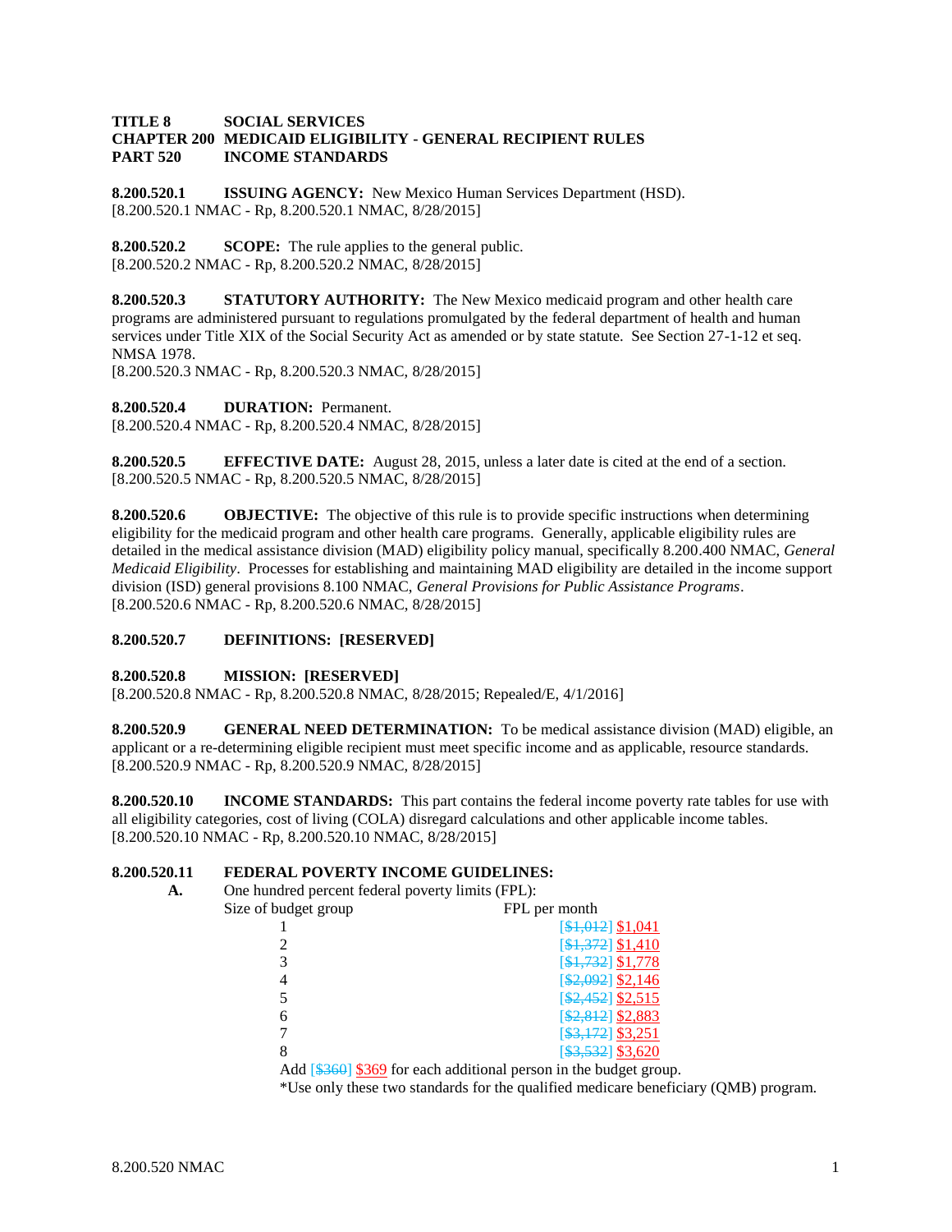**TITLE 8 SOCIAL SERVICES**
**CHAPTER 200 MEDICAID ELIGIBILITY - GENERAL RECIPIENT RULES**
**PART 520 INCOME STANDARDS**

**8.200.520.1 ISSUING AGENCY:** New Mexico Human Services Department (HSD).
[8.200.520.1 NMAC - Rp, 8.200.520.1 NMAC, 8/28/2015]

**8.200.520.2 SCOPE:** The rule applies to the general public.
[8.200.520.2 NMAC - Rp, 8.200.520.2 NMAC, 8/28/2015]

**8.200.520.3 STATUTORY AUTHORITY:** The New Mexico medicaid program and other health care programs are administered pursuant to regulations promulgated by the federal department of health and human services under Title XIX of the Social Security Act as amended or by state statute. See Section 27-1-12 et seq. NMSA 1978.
[8.200.520.3 NMAC - Rp, 8.200.520.3 NMAC, 8/28/2015]

**8.200.520.4 DURATION:** Permanent.
[8.200.520.4 NMAC - Rp, 8.200.520.4 NMAC, 8/28/2015]

**8.200.520.5 EFFECTIVE DATE:** August 28, 2015, unless a later date is cited at the end of a section.
[8.200.520.5 NMAC - Rp, 8.200.520.5 NMAC, 8/28/2015]

**8.200.520.6 OBJECTIVE:** The objective of this rule is to provide specific instructions when determining eligibility for the medicaid program and other health care programs. Generally, applicable eligibility rules are detailed in the medical assistance division (MAD) eligibility policy manual, specifically 8.200.400 NMAC, *General Medicaid Eligibility*. Processes for establishing and maintaining MAD eligibility are detailed in the income support division (ISD) general provisions 8.100 NMAC, *General Provisions for Public Assistance Programs*.
[8.200.520.6 NMAC - Rp, 8.200.520.6 NMAC, 8/28/2015]

**8.200.520.7 DEFINITIONS: [RESERVED]**

**8.200.520.8 MISSION: [RESERVED]**
[8.200.520.8 NMAC - Rp, 8.200.520.8 NMAC, 8/28/2015; Repealed/E, 4/1/2016]

**8.200.520.9 GENERAL NEED DETERMINATION:** To be medical assistance division (MAD) eligible, an applicant or a re-determining eligible recipient must meet specific income and as applicable, resource standards.
[8.200.520.9 NMAC - Rp, 8.200.520.9 NMAC, 8/28/2015]

**8.200.520.10 INCOME STANDARDS:** This part contains the federal income poverty rate tables for use with all eligibility categories, cost of living (COLA) disregard calculations and other applicable income tables.
[8.200.520.10 NMAC - Rp, 8.200.520.10 NMAC, 8/28/2015]

**8.200.520.11 FEDERAL POVERTY INCOME GUIDELINES:**

**A.** One hundred percent federal poverty limits (FPL):

| Size of budget group | FPL per month |
|---|---|
| 1 | [~~$1,012~~] $1,041 |
| 2 | [~~$1,372~~] $1,410 |
| 3 | [~~$1,732~~] $1,778 |
| 4 | [~~$2,092~~] $2,146 |
| 5 | [~~$2,452~~] $2,515 |
| 6 | [~~$2,812~~] $2,883 |
| 7 | [~~$3,172~~] $3,251 |
| 8 | [~~$3,532~~] $3,620 |

Add [~~$360~~] $369 for each additional person in the budget group.

*Use only these two standards for the qualified medicare beneficiary (QMB) program.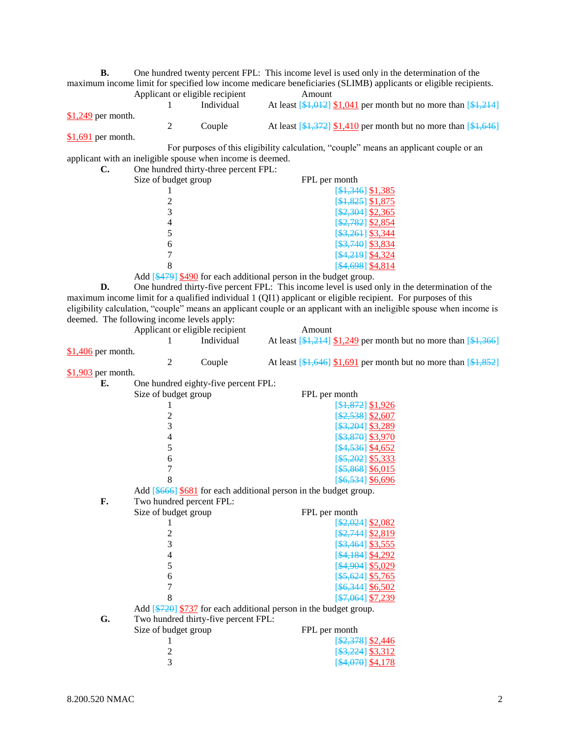**B.** One hundred twenty percent FPL: This income level is used only in the determination of the maximum income limit for specified low income medicare beneficiaries (SLIMB) applicants or eligible recipients.

| Applicant or eligible recipient | | Amount |
|---|---|---|
| 1 | Individual | At least [~~$1,012~~] $1,041 per month but no more than [~~$1,214~~] $1,249 per month. |
| 2 | Couple | At least [~~$1,372~~] $1,410 per month but no more than [~~$1,646~~] $1,691 per month. |

For purposes of this eligibility calculation, "couple" means an applicant couple or an applicant with an ineligible spouse when income is deemed.

**C.** One hundred thirty-three percent FPL:

| Size of budget group | FPL per month |
|---|---|
| 1 | [~~$1,346~~] $1,385 |
| 2 | [~~$1,825~~] $1,875 |
| 3 | [~~$2,304~~] $2,365 |
| 4 | [~~$2,782~~] $2,854 |
| 5 | [~~$3,261~~] $3,344 |
| 6 | [~~$3,740~~] $3,834 |
| 7 | [~~$4,219~~] $4,324 |
| 8 | [~~$4,698~~] $4,814 |

Add [~~$479~~] $490 for each additional person in the budget group.

**D.** One hundred thirty-five percent FPL: This income level is used only in the determination of the maximum income limit for a qualified individual 1 (QI1) applicant or eligible recipient. For purposes of this eligibility calculation, "couple" means an applicant couple or an applicant with an ineligible spouse when income is deemed. The following income levels apply:

| Applicant or eligible recipient | | Amount |
|---|---|---|
| 1 | Individual | At least [~~$1,214~~] $1,249 per month but no more than [~~$1,366~~] $1,406 per month. |
| 2 | Couple | At least [~~$1,646~~] $1,691 per month but no more than [~~$1,852~~] $1,903 per month. |

**E.** One hundred eighty-five percent FPL:

| Size of budget group | FPL per month |
|---|---|
| 1 | [~~$1,872~~] $1,926 |
| 2 | [~~$2,538~~] $2,607 |
| 3 | [~~$3,204~~] $3,289 |
| 4 | [~~$3,870~~] $3,970 |
| 5 | [~~$4,536~~] $4,652 |
| 6 | [~~$5,202~~] $5,333 |
| 7 | [~~$5,868~~] $6,015 |
| 8 | [~~$6,534~~] $6,696 |

Add [~~$666~~] $681 for each additional person in the budget group.

**F.** Two hundred percent FPL:

| Size of budget group | FPL per month |
|---|---|
| 1 | [~~$2,024~~] $2,082 |
| 2 | [~~$2,744~~] $2,819 |
| 3 | [~~$3,464~~] $3,555 |
| 4 | [~~$4,184~~] $4,292 |
| 5 | [~~$4,904~~] $5,029 |
| 6 | [~~$5,624~~] $5,765 |
| 7 | [~~$6,344~~] $6,502 |
| 8 | [~~$7,064~~] $7,239 |

Add [~~$720~~] $737 for each additional person in the budget group.

**G.** Two hundred thirty-five percent FPL:

| Size of budget group | FPL per month |
|---|---|
| 1 | [~~$2,378~~] $2,446 |
| 2 | [~~$3,224~~] $3,312 |
| 3 | [~~$4,070~~] $4,178 |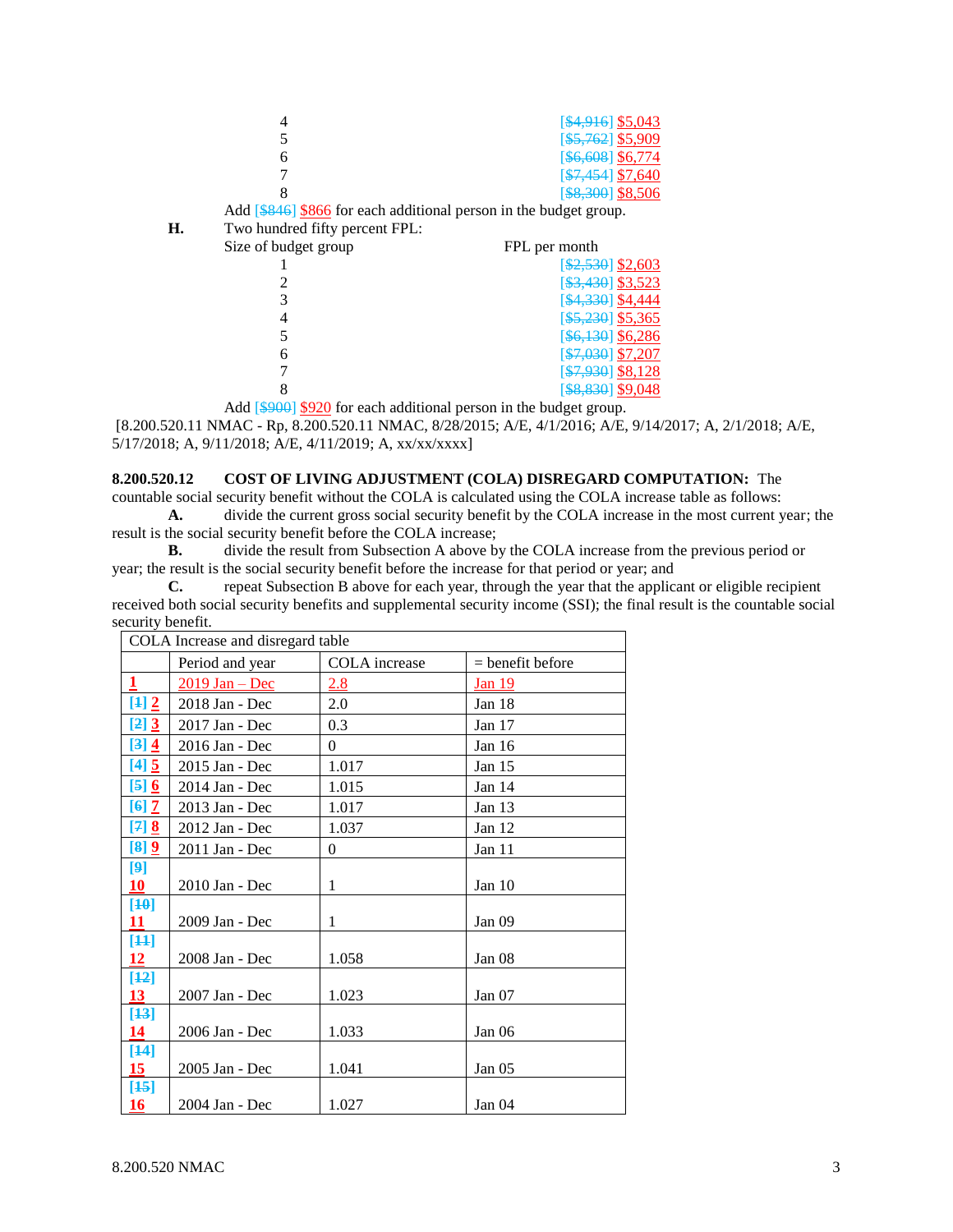| | |
|---|---|
| 4 | [~~$4,916~~] $5,043 |
| 5 | [~~$5,762~~] $5,909 |
| 6 | [~~$6,608~~] $6,774 |
| 7 | [~~$7,454~~] $7,640 |
| 8 | [~~$8,300~~] $8,506 |

Add [~~$846~~] $866 for each additional person in the budget group.

**H.** Two hundred fifty percent FPL:

| Size of budget group | FPL per month |
|---|---|
| 1 | [~~$2,530~~] $2,603 |
| 2 | [~~$3,430~~] $3,523 |
| 3 | [~~$4,330~~] $4,444 |
| 4 | [~~$5,230~~] $5,365 |
| 5 | [~~$6,130~~] $6,286 |
| 6 | [~~$7,030~~] $7,207 |
| 7 | [~~$7,930~~] $8,128 |
| 8 | [~~$8,830~~] $9,048 |

Add [~~$900~~] $920 for each additional person in the budget group.

[8.200.520.11 NMAC - Rp, 8.200.520.11 NMAC, 8/28/2015; A/E, 4/1/2016; A/E, 9/14/2017; A, 2/1/2018; A/E, 5/17/2018; A, 9/11/2018; A/E, 4/11/2019; A, xx/xx/xxxx]

**8.200.520.12 COST OF LIVING ADJUSTMENT (COLA) DISREGARD COMPUTATION:** The countable social security benefit without the COLA is calculated using the COLA increase table as follows:

**A.** divide the current gross social security benefit by the COLA increase in the most current year; the result is the social security benefit before the COLA increase;

**B.** divide the result from Subsection A above by the COLA increase from the previous period or year; the result is the social security benefit before the increase for that period or year; and

**C.** repeat Subsection B above for each year, through the year that the applicant or eligible recipient received both social security benefits and supplemental security income (SSI); the final result is the countable social security benefit.

| COLA Increase and disregard table | | | |
|---|---|---|---|
| | Period and year | COLA increase | = benefit before |
| 1 | 2019 Jan – Dec | 2.8 | Jan 19 |
| [~~1~~] 2 | 2018 Jan - Dec | 2.0 | Jan 18 |
| [~~2~~] 3 | 2017 Jan - Dec | 0.3 | Jan 17 |
| [~~3~~] 4 | 2016 Jan - Dec | 0 | Jan 16 |
| [~~4~~] 5 | 2015 Jan - Dec | 1.017 | Jan 15 |
| [~~5~~] 6 | 2014 Jan - Dec | 1.015 | Jan 14 |
| [~~6~~] 7 | 2013 Jan - Dec | 1.017 | Jan 13 |
| [~~7~~] 8 | 2012 Jan - Dec | 1.037 | Jan 12 |
| [~~8~~] 9 | 2011 Jan - Dec | 0 | Jan 11 |
| [~~9~~] 10 | 2010 Jan - Dec | 1 | Jan 10 |
| [~~10~~] 11 | 2009 Jan - Dec | 1 | Jan 09 |
| [~~11~~] 12 | 2008 Jan - Dec | 1.058 | Jan 08 |
| [~~12~~] 13 | 2007 Jan - Dec | 1.023 | Jan 07 |
| [~~13~~] 14 | 2006 Jan - Dec | 1.033 | Jan 06 |
| [~~14~~] 15 | 2005 Jan - Dec | 1.041 | Jan 05 |
| [~~15~~] 16 | 2004 Jan - Dec | 1.027 | Jan 04 |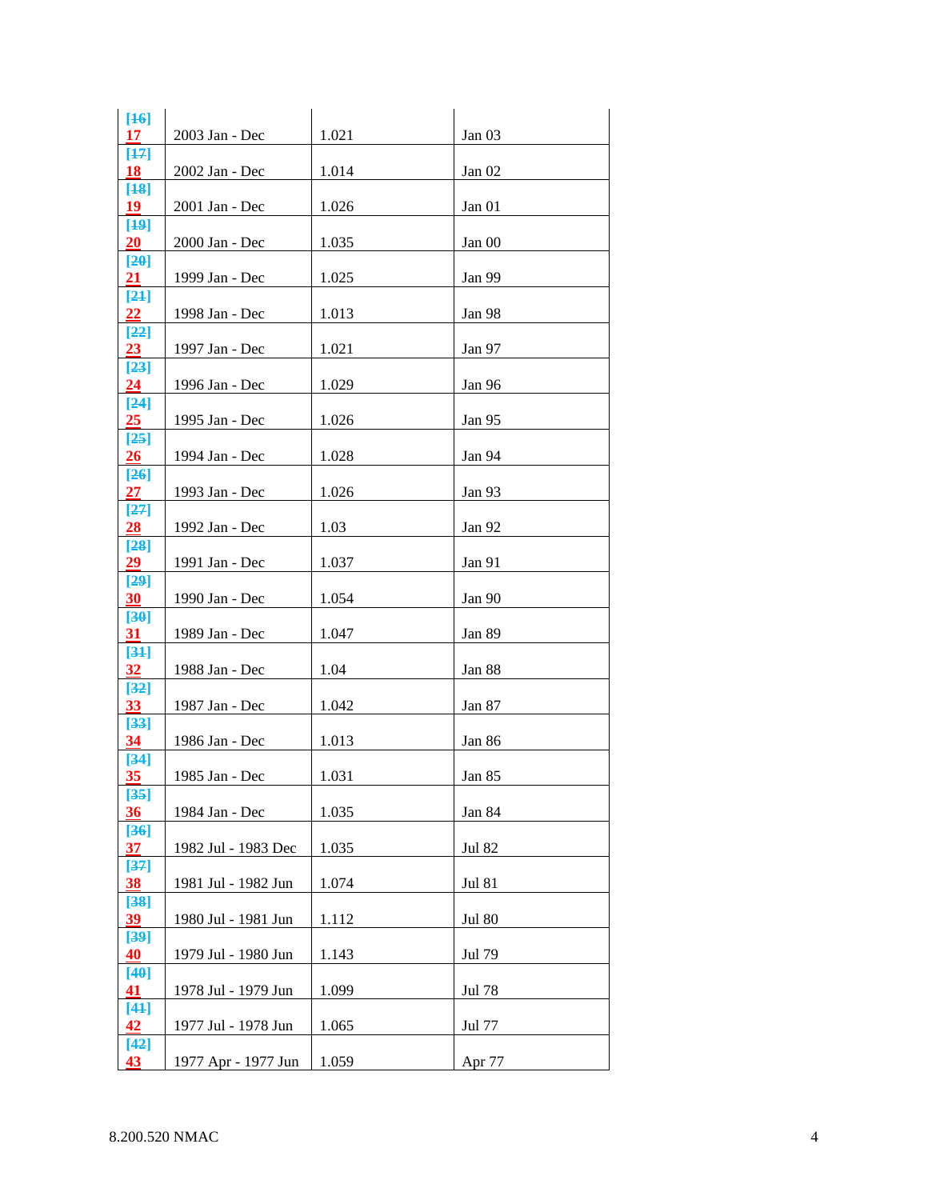| [~~16~~] 17 | 2003 Jan - Dec | 1.021 | Jan 03 |
|---|---|---|---|
| [~~17~~] 18 | 2002 Jan - Dec | 1.014 | Jan 02 |
| [~~18~~] 19 | 2001 Jan - Dec | 1.026 | Jan 01 |
| [~~19~~] 20 | 2000 Jan - Dec | 1.035 | Jan 00 |
| [~~20~~] 21 | 1999 Jan - Dec | 1.025 | Jan 99 |
| [~~21~~] 22 | 1998 Jan - Dec | 1.013 | Jan 98 |
| [~~22~~] 23 | 1997 Jan - Dec | 1.021 | Jan 97 |
| [~~23~~] 24 | 1996 Jan - Dec | 1.029 | Jan 96 |
| [~~24~~] 25 | 1995 Jan - Dec | 1.026 | Jan 95 |
| [~~25~~] 26 | 1994 Jan - Dec | 1.028 | Jan 94 |
| [~~26~~] 27 | 1993 Jan - Dec | 1.026 | Jan 93 |
| [~~27~~] 28 | 1992 Jan - Dec | 1.03 | Jan 92 |
| [~~28~~] 29 | 1991 Jan - Dec | 1.037 | Jan 91 |
| [~~29~~] 30 | 1990 Jan - Dec | 1.054 | Jan 90 |
| [~~30~~] 31 | 1989 Jan - Dec | 1.047 | Jan 89 |
| [~~31~~] 32 | 1988 Jan - Dec | 1.04 | Jan 88 |
| [~~32~~] 33 | 1987 Jan - Dec | 1.042 | Jan 87 |
| [~~33~~] 34 | 1986 Jan - Dec | 1.013 | Jan 86 |
| [~~34~~] 35 | 1985 Jan - Dec | 1.031 | Jan 85 |
| [~~35~~] 36 | 1984 Jan - Dec | 1.035 | Jan 84 |
| [~~36~~] 37 | 1982 Jul - 1983 Dec | 1.035 | Jul 82 |
| [~~37~~] 38 | 1981 Jul - 1982 Jun | 1.074 | Jul 81 |
| [~~38~~] 39 | 1980 Jul - 1981 Jun | 1.112 | Jul 80 |
| [~~39~~] 40 | 1979 Jul - 1980 Jun | 1.143 | Jul 79 |
| [~~40~~] 41 | 1978 Jul - 1979 Jun | 1.099 | Jul 78 |
| [~~41~~] 42 | 1977 Jul - 1978 Jun | 1.065 | Jul 77 |
| [~~42~~] 43 | 1977 Apr - 1977 Jun | 1.059 | Apr 77 |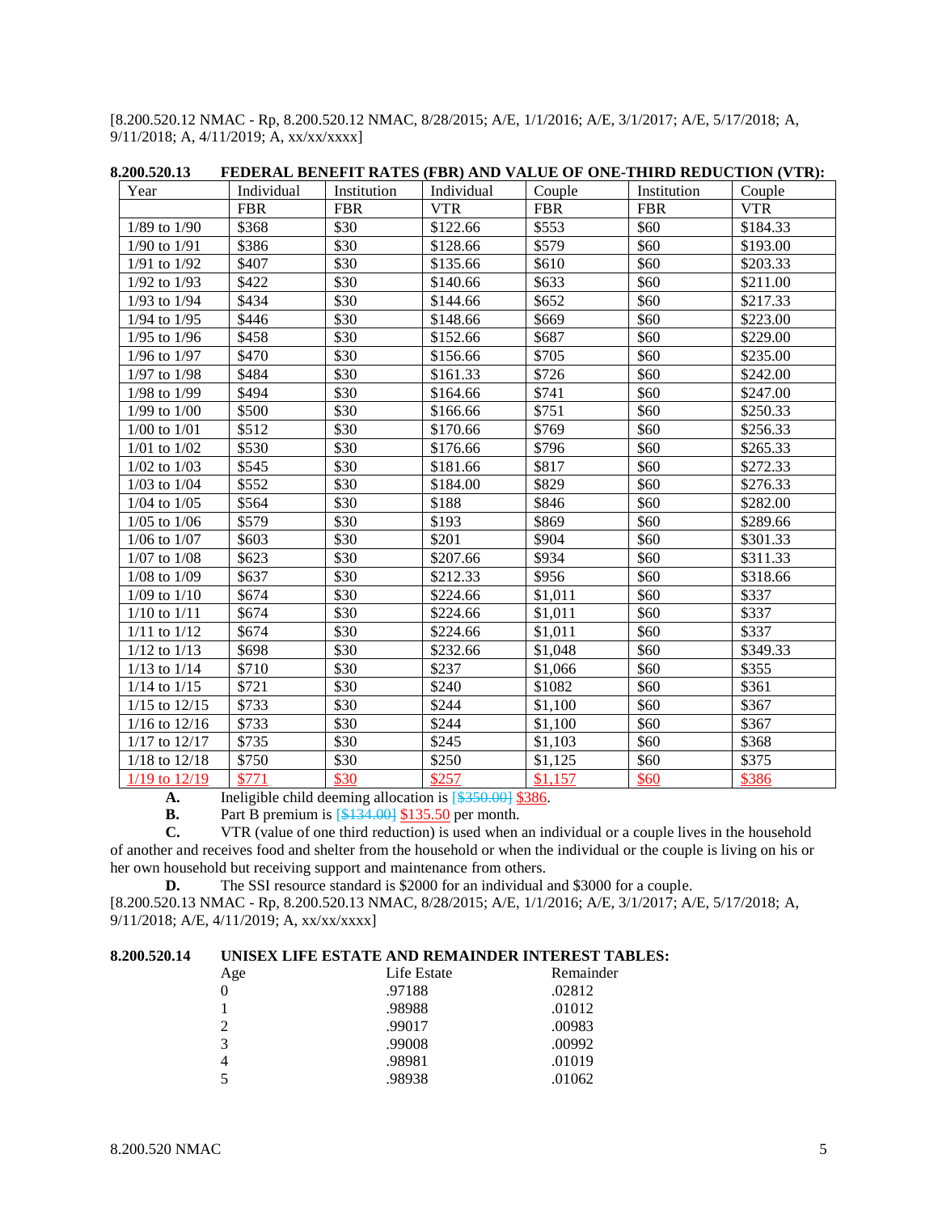[8.200.520.12 NMAC - Rp, 8.200.520.12 NMAC, 8/28/2015; A/E, 1/1/2016; A/E, 3/1/2017; A/E, 5/17/2018; A, 9/11/2018; A, 4/11/2019; A, xx/xx/xxxx]

**8.200.520.13 FEDERAL BENEFIT RATES (FBR) AND VALUE OF ONE-THIRD REDUCTION (VTR):**

| Year | Individual FBR | Institution FBR | Individual VTR | Couple FBR | Institution FBR | Couple VTR |
|---|---|---|---|---|---|---|
| 1/89 to 1/90 | $368 | $30 | $122.66 | $553 | $60 | $184.33 |
| 1/90 to 1/91 | $386 | $30 | $128.66 | $579 | $60 | $193.00 |
| 1/91 to 1/92 | $407 | $30 | $135.66 | $610 | $60 | $203.33 |
| 1/92 to 1/93 | $422 | $30 | $140.66 | $633 | $60 | $211.00 |
| 1/93 to 1/94 | $434 | $30 | $144.66 | $652 | $60 | $217.33 |
| 1/94 to 1/95 | $446 | $30 | $148.66 | $669 | $60 | $223.00 |
| 1/95 to 1/96 | $458 | $30 | $152.66 | $687 | $60 | $229.00 |
| 1/96 to 1/97 | $470 | $30 | $156.66 | $705 | $60 | $235.00 |
| 1/97 to 1/98 | $484 | $30 | $161.33 | $726 | $60 | $242.00 |
| 1/98 to 1/99 | $494 | $30 | $164.66 | $741 | $60 | $247.00 |
| 1/99 to 1/00 | $500 | $30 | $166.66 | $751 | $60 | $250.33 |
| 1/00 to 1/01 | $512 | $30 | $170.66 | $769 | $60 | $256.33 |
| 1/01 to 1/02 | $530 | $30 | $176.66 | $796 | $60 | $265.33 |
| 1/02 to 1/03 | $545 | $30 | $181.66 | $817 | $60 | $272.33 |
| 1/03 to 1/04 | $552 | $30 | $184.00 | $829 | $60 | $276.33 |
| 1/04 to 1/05 | $564 | $30 | $188 | $846 | $60 | $282.00 |
| 1/05 to 1/06 | $579 | $30 | $193 | $869 | $60 | $289.66 |
| 1/06 to 1/07 | $603 | $30 | $201 | $904 | $60 | $301.33 |
| 1/07 to 1/08 | $623 | $30 | $207.66 | $934 | $60 | $311.33 |
| 1/08 to 1/09 | $637 | $30 | $212.33 | $956 | $60 | $318.66 |
| 1/09 to 1/10 | $674 | $30 | $224.66 | $1,011 | $60 | $337 |
| 1/10 to 1/11 | $674 | $30 | $224.66 | $1,011 | $60 | $337 |
| 1/11 to 1/12 | $674 | $30 | $224.66 | $1,011 | $60 | $337 |
| 1/12 to 1/13 | $698 | $30 | $232.66 | $1,048 | $60 | $349.33 |
| 1/13 to 1/14 | $710 | $30 | $237 | $1,066 | $60 | $355 |
| 1/14 to 1/15 | $721 | $30 | $240 | $1082 | $60 | $361 |
| 1/15 to 12/15 | $733 | $30 | $244 | $1,100 | $60 | $367 |
| 1/16 to 12/16 | $733 | $30 | $244 | $1,100 | $60 | $367 |
| 1/17 to 12/17 | $735 | $30 | $245 | $1,103 | $60 | $368 |
| 1/18 to 12/18 | $750 | $30 | $250 | $1,125 | $60 | $375 |
| 1/19 to 12/19 | $771 | $30 | $257 | $1,157 | $60 | $386 |

**A.** Ineligible child deeming allocation is [~~$350.00~~] $386.

**B.** Part B premium is [~~$134.00~~] $135.50 per month.

**C.** VTR (value of one third reduction) is used when an individual or a couple lives in the household of another and receives food and shelter from the household or when the individual or the couple is living on his or her own household but receiving support and maintenance from others.

**D.** The SSI resource standard is $2000 for an individual and $3000 for a couple.

[8.200.520.13 NMAC - Rp, 8.200.520.13 NMAC, 8/28/2015; A/E, 1/1/2016; A/E, 3/1/2017; A/E, 5/17/2018; A, 9/11/2018; A/E, 4/11/2019; A, xx/xx/xxxx]

**8.200.520.14 UNISEX LIFE ESTATE AND REMAINDER INTEREST TABLES:**

| Age | Life Estate | Remainder |
|---|---|---|
| 0 | .97188 | .02812 |
| 1 | .98988 | .01012 |
| 2 | .99017 | .00983 |
| 3 | .99008 | .00992 |
| 4 | .98981 | .01019 |
| 5 | .98938 | .01062 |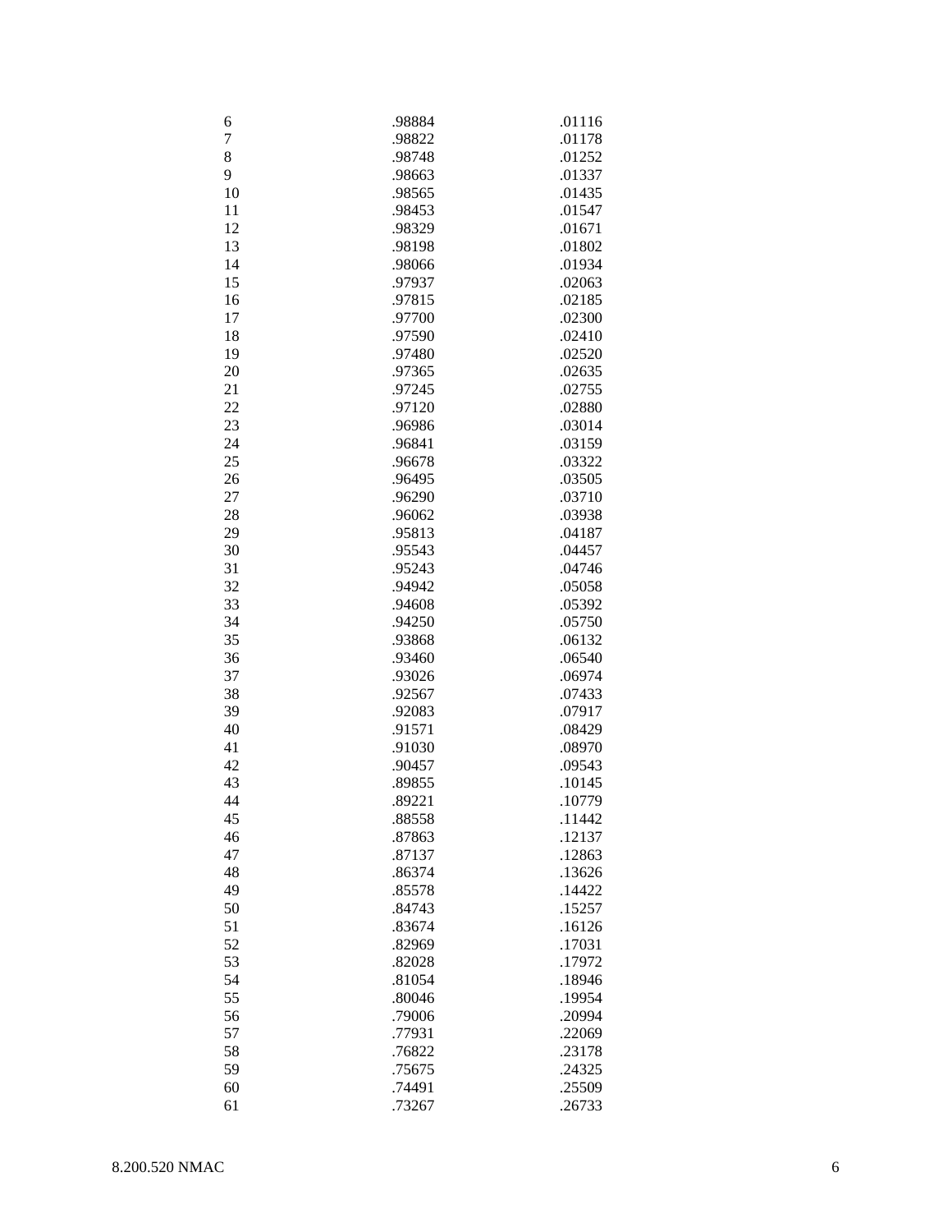| | | |
|---|---|---|
| 6 | .98884 | .01116 |
| 7 | .98822 | .01178 |
| 8 | .98748 | .01252 |
| 9 | .98663 | .01337 |
| 10 | .98565 | .01435 |
| 11 | .98453 | .01547 |
| 12 | .98329 | .01671 |
| 13 | .98198 | .01802 |
| 14 | .98066 | .01934 |
| 15 | .97937 | .02063 |
| 16 | .97815 | .02185 |
| 17 | .97700 | .02300 |
| 18 | .97590 | .02410 |
| 19 | .97480 | .02520 |
| 20 | .97365 | .02635 |
| 21 | .97245 | .02755 |
| 22 | .97120 | .02880 |
| 23 | .96986 | .03014 |
| 24 | .96841 | .03159 |
| 25 | .96678 | .03322 |
| 26 | .96495 | .03505 |
| 27 | .96290 | .03710 |
| 28 | .96062 | .03938 |
| 29 | .95813 | .04187 |
| 30 | .95543 | .04457 |
| 31 | .95243 | .04746 |
| 32 | .94942 | .05058 |
| 33 | .94608 | .05392 |
| 34 | .94250 | .05750 |
| 35 | .93868 | .06132 |
| 36 | .93460 | .06540 |
| 37 | .93026 | .06974 |
| 38 | .92567 | .07433 |
| 39 | .92083 | .07917 |
| 40 | .91571 | .08429 |
| 41 | .91030 | .08970 |
| 42 | .90457 | .09543 |
| 43 | .89855 | .10145 |
| 44 | .89221 | .10779 |
| 45 | .88558 | .11442 |
| 46 | .87863 | .12137 |
| 47 | .87137 | .12863 |
| 48 | .86374 | .13626 |
| 49 | .85578 | .14422 |
| 50 | .84743 | .15257 |
| 51 | .83674 | .16126 |
| 52 | .82969 | .17031 |
| 53 | .82028 | .17972 |
| 54 | .81054 | .18946 |
| 55 | .80046 | .19954 |
| 56 | .79006 | .20994 |
| 57 | .77931 | .22069 |
| 58 | .76822 | .23178 |
| 59 | .75675 | .24325 |
| 60 | .74491 | .25509 |
| 61 | .73267 | .26733 |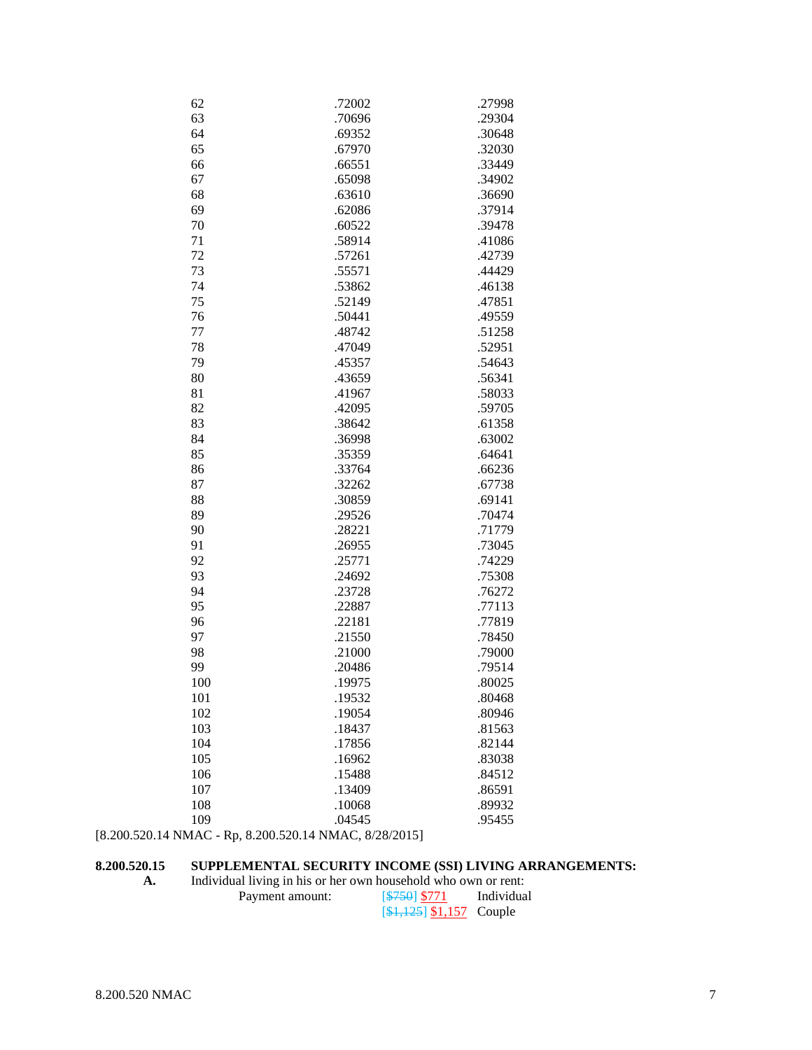| | | |
|---|---|---|
| 62 | .72002 | .27998 |
| 63 | .70696 | .29304 |
| 64 | .69352 | .30648 |
| 65 | .67970 | .32030 |
| 66 | .66551 | .33449 |
| 67 | .65098 | .34902 |
| 68 | .63610 | .36690 |
| 69 | .62086 | .37914 |
| 70 | .60522 | .39478 |
| 71 | .58914 | .41086 |
| 72 | .57261 | .42739 |
| 73 | .55571 | .44429 |
| 74 | .53862 | .46138 |
| 75 | .52149 | .47851 |
| 76 | .50441 | .49559 |
| 77 | .48742 | .51258 |
| 78 | .47049 | .52951 |
| 79 | .45357 | .54643 |
| 80 | .43659 | .56341 |
| 81 | .41967 | .58033 |
| 82 | .42095 | .59705 |
| 83 | .38642 | .61358 |
| 84 | .36998 | .63002 |
| 85 | .35359 | .64641 |
| 86 | .33764 | .66236 |
| 87 | .32262 | .67738 |
| 88 | .30859 | .69141 |
| 89 | .29526 | .70474 |
| 90 | .28221 | .71779 |
| 91 | .26955 | .73045 |
| 92 | .25771 | .74229 |
| 93 | .24692 | .75308 |
| 94 | .23728 | .76272 |
| 95 | .22887 | .77113 |
| 96 | .22181 | .77819 |
| 97 | .21550 | .78450 |
| 98 | .21000 | .79000 |
| 99 | .20486 | .79514 |
| 100 | .19975 | .80025 |
| 101 | .19532 | .80468 |
| 102 | .19054 | .80946 |
| 103 | .18437 | .81563 |
| 104 | .17856 | .82144 |
| 105 | .16962 | .83038 |
| 106 | .15488 | .84512 |
| 107 | .13409 | .86591 |
| 108 | .10068 | .89932 |
| 109 | .04545 | .95455 |

[8.200.520.14 NMAC - Rp, 8.200.520.14 NMAC, 8/28/2015]

**8.200.520.15 SUPPLEMENTAL SECURITY INCOME (SSI) LIVING ARRANGEMENTS:**

**A.** Individual living in his or her own household who own or rent:

| Payment amount: | [~~$750~~] $771 | Individual |
|---|---|---|
| | [~~$1,125~~] $1,157 | Couple |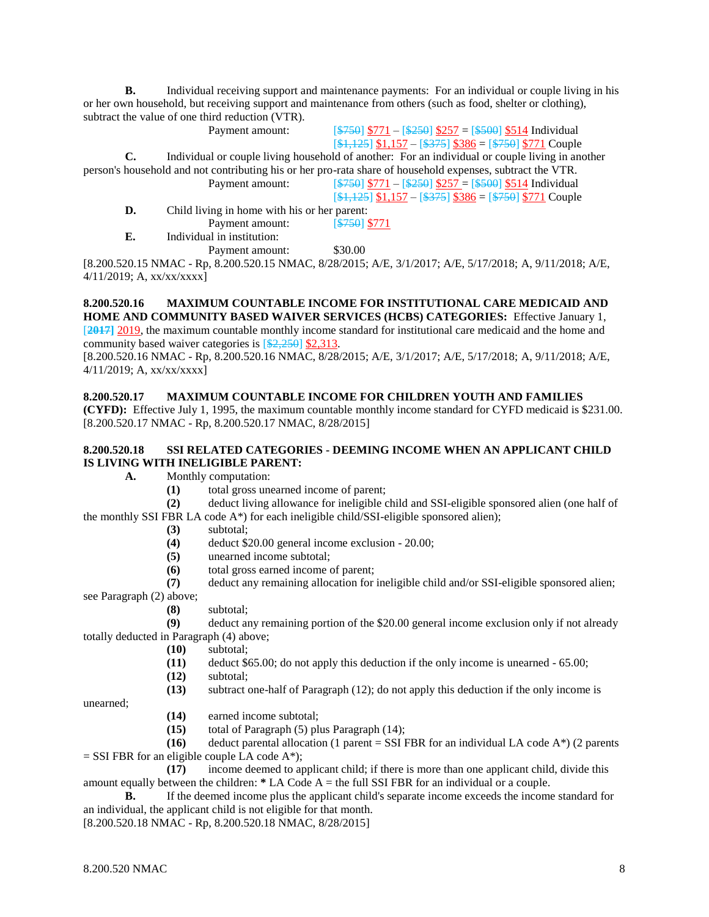**B.** Individual receiving support and maintenance payments: For an individual or couple living in his or her own household, but receiving support and maintenance from others (such as food, shelter or clothing), subtract the value of one third reduction (VTR).

Payment amount: [~~$750~~] $771 – [~~$250~~] $257 = [~~$500~~] $514 Individual
[~~$1,125~~] $1,157 – [~~$375~~] $386 = [~~$750~~] $771 Couple

**C.** Individual or couple living household of another: For an individual or couple living in another person's household and not contributing his or her pro-rata share of household expenses, subtract the VTR.

Payment amount: [~~$750~~] $771 – [~~$250~~] $257 = [~~$500~~] $514 Individual
[~~$1,125~~] $1,157 – [~~$375~~] $386 = [~~$750~~] $771 Couple

**D.** Child living in home with his or her parent:

Payment amount: [~~$750~~] $771

**E.** Individual in institution:

Payment amount: $30.00

[8.200.520.15 NMAC - Rp, 8.200.520.15 NMAC, 8/28/2015; A/E, 3/1/2017; A/E, 5/17/2018; A, 9/11/2018; A/E, 4/11/2019; A, xx/xx/xxxx]

**8.200.520.16 MAXIMUM COUNTABLE INCOME FOR INSTITUTIONAL CARE MEDICAID AND HOME AND COMMUNITY BASED WAIVER SERVICES (HCBS) CATEGORIES:** Effective January 1, [~~**2017**~~] 2019, the maximum countable monthly income standard for institutional care medicaid and the home and community based waiver categories is [~~$2,250~~] $2,313.

[8.200.520.16 NMAC - Rp, 8.200.520.16 NMAC, 8/28/2015; A/E, 3/1/2017; A/E, 5/17/2018; A, 9/11/2018; A/E, 4/11/2019; A, xx/xx/xxxx]

**8.200.520.17 MAXIMUM COUNTABLE INCOME FOR CHILDREN YOUTH AND FAMILIES (CYFD):** Effective July 1, 1995, the maximum countable monthly income standard for CYFD medicaid is $231.00.

[8.200.520.17 NMAC - Rp, 8.200.520.17 NMAC, 8/28/2015]

**8.200.520.18 SSI RELATED CATEGORIES - DEEMING INCOME WHEN AN APPLICANT CHILD IS LIVING WITH INELIGIBLE PARENT:**

**A.** Monthly computation:

**(1)** total gross unearned income of parent;

**(2)** deduct living allowance for ineligible child and SSI-eligible sponsored alien (one half of the monthly SSI FBR LA code A*) for each ineligible child/SSI-eligible sponsored alien);

**(3)** subtotal;

**(4)** deduct $20.00 general income exclusion - 20.00;

**(5)** unearned income subtotal;

**(6)** total gross earned income of parent;

**(7)** deduct any remaining allocation for ineligible child and/or SSI-eligible sponsored alien; see Paragraph (2) above;

**(8)** subtotal;

**(9)** deduct any remaining portion of the $20.00 general income exclusion only if not already totally deducted in Paragraph (4) above;

**(10)** subtotal;

**(11)** deduct $65.00; do not apply this deduction if the only income is unearned - 65.00;

**(12)** subtotal;

**(13)** subtract one-half of Paragraph (12); do not apply this deduction if the only income is unearned;

**(14)** earned income subtotal;

**(15)** total of Paragraph (5) plus Paragraph (14);

**(16)** deduct parental allocation (1 parent = SSI FBR for an individual LA code A*) (2 parents = SSI FBR for an eligible couple LA code A*);

**(17)** income deemed to applicant child; if there is more than one applicant child, divide this amount equally between the children: **\*** LA Code A = the full SSI FBR for an individual or a couple.

**B.** If the deemed income plus the applicant child's separate income exceeds the income standard for an individual, the applicant child is not eligible for that month.

[8.200.520.18 NMAC - Rp, 8.200.520.18 NMAC, 8/28/2015]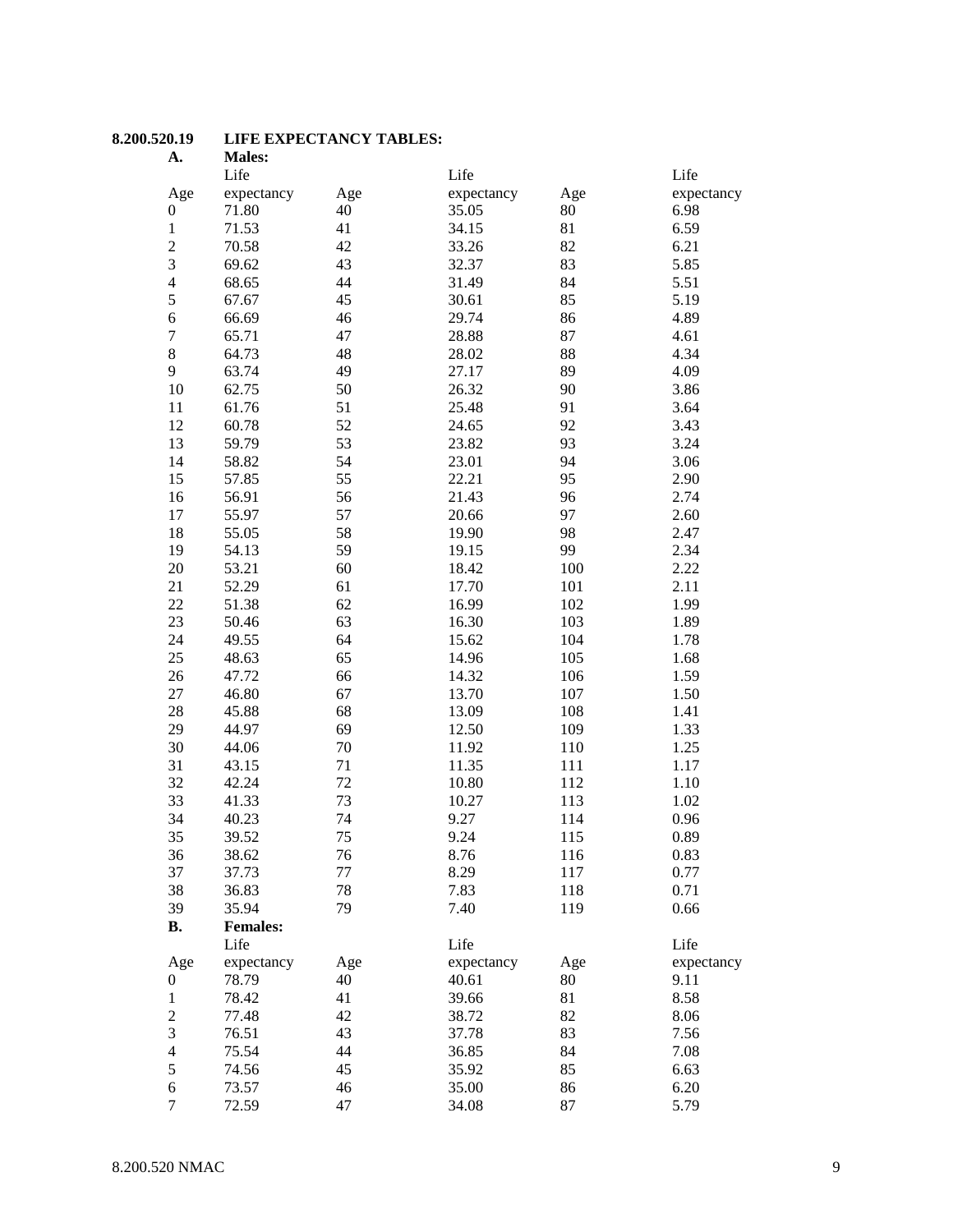**8.200.520.19 LIFE EXPECTANCY TABLES:**

**A. Males:**

| Age | Life expectancy | Age | Life expectancy | Age | Life expectancy |
|---|---|---|---|---|---|
| 0 | 71.80 | 40 | 35.05 | 80 | 6.98 |
| 1 | 71.53 | 41 | 34.15 | 81 | 6.59 |
| 2 | 70.58 | 42 | 33.26 | 82 | 6.21 |
| 3 | 69.62 | 43 | 32.37 | 83 | 5.85 |
| 4 | 68.65 | 44 | 31.49 | 84 | 5.51 |
| 5 | 67.67 | 45 | 30.61 | 85 | 5.19 |
| 6 | 66.69 | 46 | 29.74 | 86 | 4.89 |
| 7 | 65.71 | 47 | 28.88 | 87 | 4.61 |
| 8 | 64.73 | 48 | 28.02 | 88 | 4.34 |
| 9 | 63.74 | 49 | 27.17 | 89 | 4.09 |
| 10 | 62.75 | 50 | 26.32 | 90 | 3.86 |
| 11 | 61.76 | 51 | 25.48 | 91 | 3.64 |
| 12 | 60.78 | 52 | 24.65 | 92 | 3.43 |
| 13 | 59.79 | 53 | 23.82 | 93 | 3.24 |
| 14 | 58.82 | 54 | 23.01 | 94 | 3.06 |
| 15 | 57.85 | 55 | 22.21 | 95 | 2.90 |
| 16 | 56.91 | 56 | 21.43 | 96 | 2.74 |
| 17 | 55.97 | 57 | 20.66 | 97 | 2.60 |
| 18 | 55.05 | 58 | 19.90 | 98 | 2.47 |
| 19 | 54.13 | 59 | 19.15 | 99 | 2.34 |
| 20 | 53.21 | 60 | 18.42 | 100 | 2.22 |
| 21 | 52.29 | 61 | 17.70 | 101 | 2.11 |
| 22 | 51.38 | 62 | 16.99 | 102 | 1.99 |
| 23 | 50.46 | 63 | 16.30 | 103 | 1.89 |
| 24 | 49.55 | 64 | 15.62 | 104 | 1.78 |
| 25 | 48.63 | 65 | 14.96 | 105 | 1.68 |
| 26 | 47.72 | 66 | 14.32 | 106 | 1.59 |
| 27 | 46.80 | 67 | 13.70 | 107 | 1.50 |
| 28 | 45.88 | 68 | 13.09 | 108 | 1.41 |
| 29 | 44.97 | 69 | 12.50 | 109 | 1.33 |
| 30 | 44.06 | 70 | 11.92 | 110 | 1.25 |
| 31 | 43.15 | 71 | 11.35 | 111 | 1.17 |
| 32 | 42.24 | 72 | 10.80 | 112 | 1.10 |
| 33 | 41.33 | 73 | 10.27 | 113 | 1.02 |
| 34 | 40.23 | 74 | 9.27 | 114 | 0.96 |
| 35 | 39.52 | 75 | 9.24 | 115 | 0.89 |
| 36 | 38.62 | 76 | 8.76 | 116 | 0.83 |
| 37 | 37.73 | 77 | 8.29 | 117 | 0.77 |
| 38 | 36.83 | 78 | 7.83 | 118 | 0.71 |
| 39 | 35.94 | 79 | 7.40 | 119 | 0.66 |

**B. Females:**

| Age | Life expectancy | Age | Life expectancy | Age | Life expectancy |
|---|---|---|---|---|---|
| 0 | 78.79 | 40 | 40.61 | 80 | 9.11 |
| 1 | 78.42 | 41 | 39.66 | 81 | 8.58 |
| 2 | 77.48 | 42 | 38.72 | 82 | 8.06 |
| 3 | 76.51 | 43 | 37.78 | 83 | 7.56 |
| 4 | 75.54 | 44 | 36.85 | 84 | 7.08 |
| 5 | 74.56 | 45 | 35.92 | 85 | 6.63 |
| 6 | 73.57 | 46 | 35.00 | 86 | 6.20 |
| 7 | 72.59 | 47 | 34.08 | 87 | 5.79 |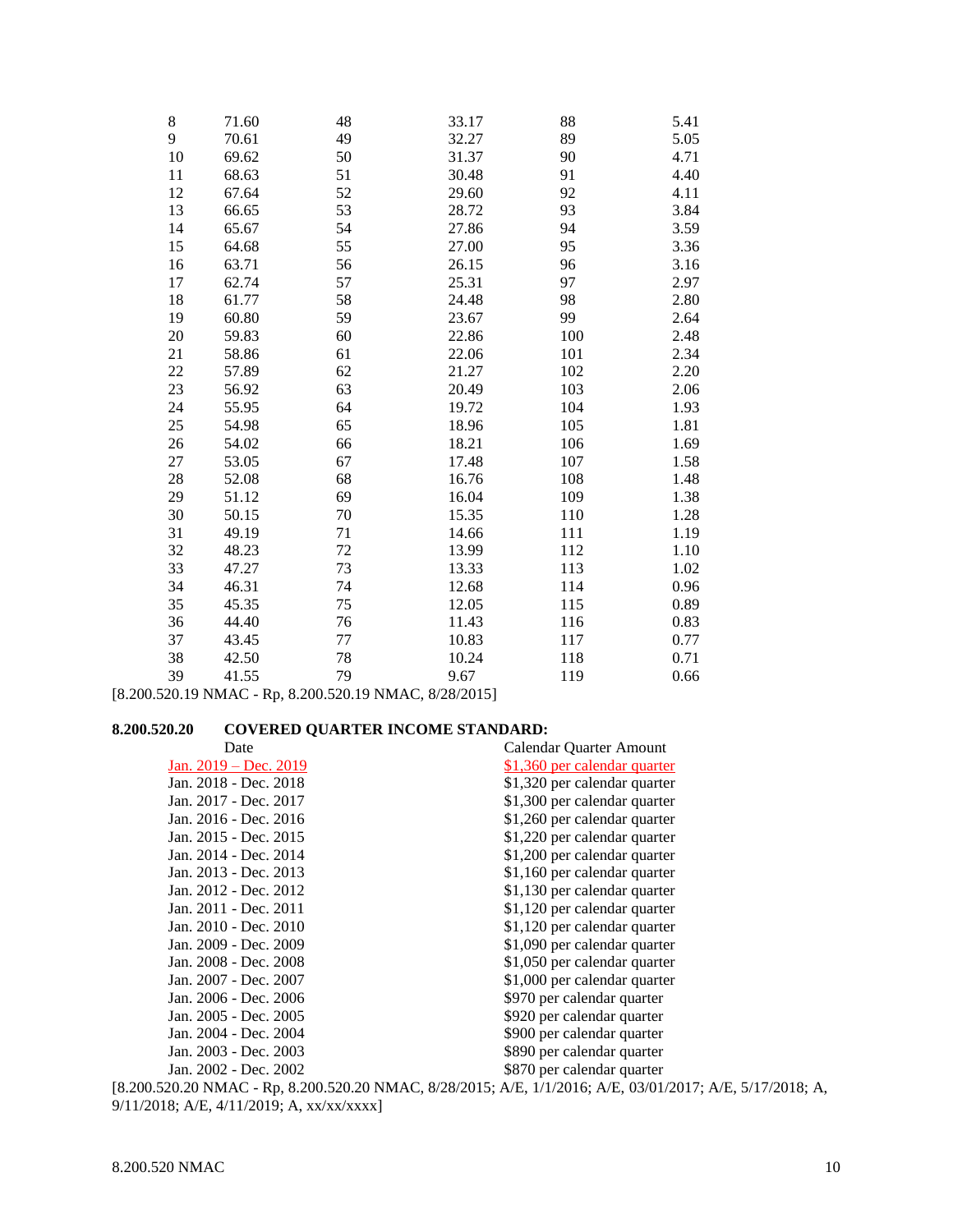| | | | | | |
|---|---|---|---|---|---|
| 8 | 71.60 | 48 | 33.17 | 88 | 5.41 |
| 9 | 70.61 | 49 | 32.27 | 89 | 5.05 |
| 10 | 69.62 | 50 | 31.37 | 90 | 4.71 |
| 11 | 68.63 | 51 | 30.48 | 91 | 4.40 |
| 12 | 67.64 | 52 | 29.60 | 92 | 4.11 |
| 13 | 66.65 | 53 | 28.72 | 93 | 3.84 |
| 14 | 65.67 | 54 | 27.86 | 94 | 3.59 |
| 15 | 64.68 | 55 | 27.00 | 95 | 3.36 |
| 16 | 63.71 | 56 | 26.15 | 96 | 3.16 |
| 17 | 62.74 | 57 | 25.31 | 97 | 2.97 |
| 18 | 61.77 | 58 | 24.48 | 98 | 2.80 |
| 19 | 60.80 | 59 | 23.67 | 99 | 2.64 |
| 20 | 59.83 | 60 | 22.86 | 100 | 2.48 |
| 21 | 58.86 | 61 | 22.06 | 101 | 2.34 |
| 22 | 57.89 | 62 | 21.27 | 102 | 2.20 |
| 23 | 56.92 | 63 | 20.49 | 103 | 2.06 |
| 24 | 55.95 | 64 | 19.72 | 104 | 1.93 |
| 25 | 54.98 | 65 | 18.96 | 105 | 1.81 |
| 26 | 54.02 | 66 | 18.21 | 106 | 1.69 |
| 27 | 53.05 | 67 | 17.48 | 107 | 1.58 |
| 28 | 52.08 | 68 | 16.76 | 108 | 1.48 |
| 29 | 51.12 | 69 | 16.04 | 109 | 1.38 |
| 30 | 50.15 | 70 | 15.35 | 110 | 1.28 |
| 31 | 49.19 | 71 | 14.66 | 111 | 1.19 |
| 32 | 48.23 | 72 | 13.99 | 112 | 1.10 |
| 33 | 47.27 | 73 | 13.33 | 113 | 1.02 |
| 34 | 46.31 | 74 | 12.68 | 114 | 0.96 |
| 35 | 45.35 | 75 | 12.05 | 115 | 0.89 |
| 36 | 44.40 | 76 | 11.43 | 116 | 0.83 |
| 37 | 43.45 | 77 | 10.83 | 117 | 0.77 |
| 38 | 42.50 | 78 | 10.24 | 118 | 0.71 |
| 39 | 41.55 | 79 | 9.67 | 119 | 0.66 |

[8.200.520.19 NMAC - Rp, 8.200.520.19 NMAC, 8/28/2015]

**8.200.520.20 COVERED QUARTER INCOME STANDARD:**

| Date | Calendar Quarter Amount |
|---|---|
| Jan. 2019 – Dec. 2019 | $1,360 per calendar quarter |
| Jan. 2018 - Dec. 2018 | $1,320 per calendar quarter |
| Jan. 2017 - Dec. 2017 | $1,300 per calendar quarter |
| Jan. 2016 - Dec. 2016 | $1,260 per calendar quarter |
| Jan. 2015 - Dec. 2015 | $1,220 per calendar quarter |
| Jan. 2014 - Dec. 2014 | $1,200 per calendar quarter |
| Jan. 2013 - Dec. 2013 | $1,160 per calendar quarter |
| Jan. 2012 - Dec. 2012 | $1,130 per calendar quarter |
| Jan. 2011 - Dec. 2011 | $1,120 per calendar quarter |
| Jan. 2010 - Dec. 2010 | $1,120 per calendar quarter |
| Jan. 2009 - Dec. 2009 | $1,090 per calendar quarter |
| Jan. 2008 - Dec. 2008 | $1,050 per calendar quarter |
| Jan. 2007 - Dec. 2007 | $1,000 per calendar quarter |
| Jan. 2006 - Dec. 2006 | $970 per calendar quarter |
| Jan. 2005 - Dec. 2005 | $920 per calendar quarter |
| Jan. 2004 - Dec. 2004 | $900 per calendar quarter |
| Jan. 2003 - Dec. 2003 | $890 per calendar quarter |
| Jan. 2002 - Dec. 2002 | $870 per calendar quarter |

[8.200.520.20 NMAC - Rp, 8.200.520.20 NMAC, 8/28/2015; A/E, 1/1/2016; A/E, 03/01/2017; A/E, 5/17/2018; A, 9/11/2018; A/E, 4/11/2019; A, xx/xx/xxxx]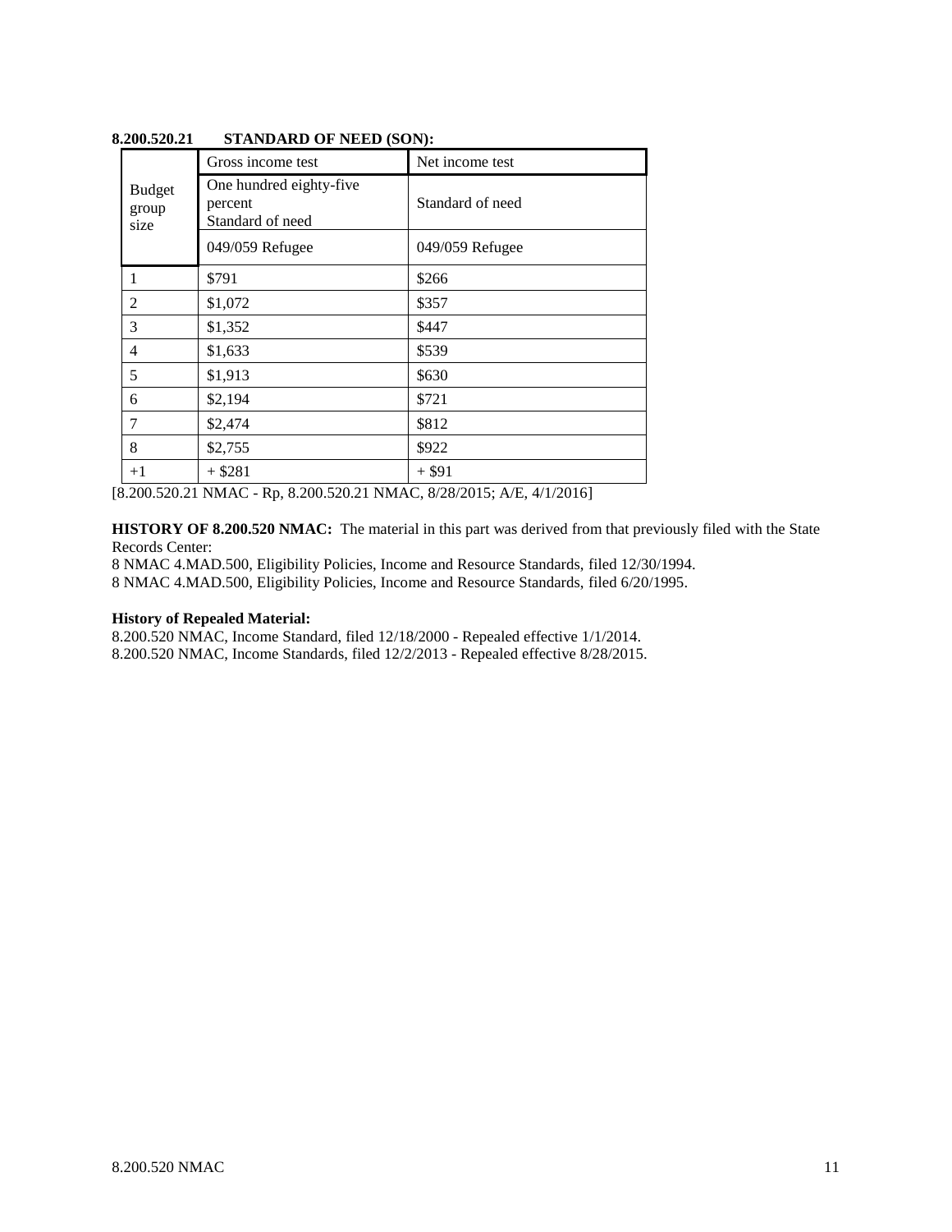**8.200.520.21 STANDARD OF NEED (SON):**

| Budget group size | Gross income test | Net income test |
|---|---|---|
| | One hundred eighty-five percent Standard of need | Standard of need |
| | 049/059 Refugee | 049/059 Refugee |
| 1 | $791 | $266 |
| 2 | $1,072 | $357 |
| 3 | $1,352 | $447 |
| 4 | $1,633 | $539 |
| 5 | $1,913 | $630 |
| 6 | $2,194 | $721 |
| 7 | $2,474 | $812 |
| 8 | $2,755 | $922 |
| +1 | + $281 | + $91 |

[8.200.520.21 NMAC - Rp, 8.200.520.21 NMAC, 8/28/2015; A/E, 4/1/2016]

**HISTORY OF 8.200.520 NMAC:** The material in this part was derived from that previously filed with the State Records Center:
8 NMAC 4.MAD.500, Eligibility Policies, Income and Resource Standards, filed 12/30/1994.
8 NMAC 4.MAD.500, Eligibility Policies, Income and Resource Standards, filed 6/20/1995.

**History of Repealed Material:**
8.200.520 NMAC, Income Standard, filed 12/18/2000 - Repealed effective 1/1/2014.
8.200.520 NMAC, Income Standards, filed 12/2/2013 - Repealed effective 8/28/2015.